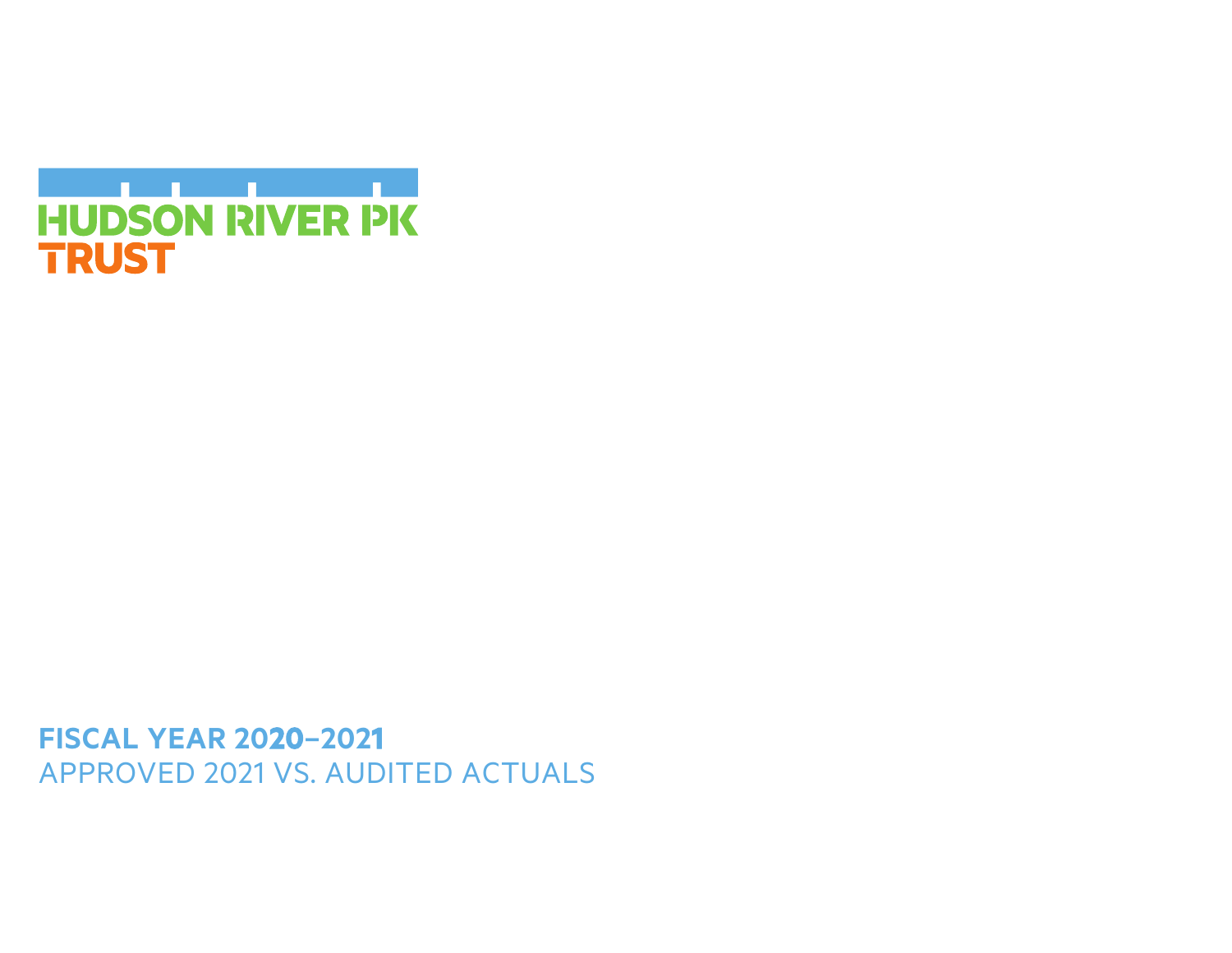HUDSON RIVER PK
TRUST

# FISCAL YEAR 2020–2021

APPROVED 2021 VS. AUDITED ACTUALS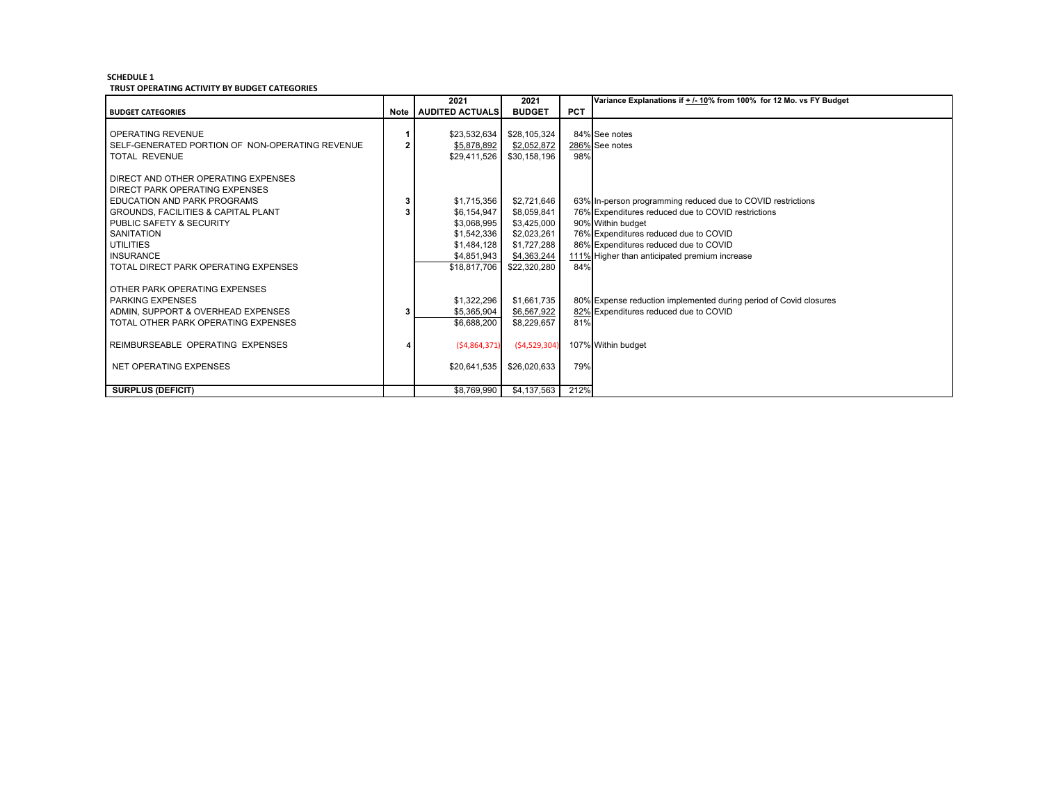**SCHEDULE 1**

**TRUST OPERATING ACTIVITY BY BUDGET CATEGORIES**

| BUDGET CATEGORIES | Note | 2021 AUDITED ACTUALS | 2021 BUDGET | PCT | Variance Explanations if + /- 10% from 100% for 12 Mo. vs FY Budget |
|---|---|---|---|---|---|
| OPERATING REVENUE | 1 | $23,532,634 | $28,105,324 | 84% | See notes |
| SELF-GENERATED PORTION OF NON-OPERATING REVENUE | 2 | $5,878,892 | $2,052,872 | 286% | See notes |
| TOTAL REVENUE | | $29,411,526 | $30,158,196 | 98% | |
| | | | | | |
| DIRECT AND OTHER OPERATING EXPENSES | | | | | |
| DIRECT PARK OPERATING EXPENSES | | | | | |
| EDUCATION AND PARK PROGRAMS | 3 | $1,715,356 | $2,721,646 | 63% | In-person programming reduced due to COVID restrictions |
| GROUNDS, FACILITIES & CAPITAL PLANT | 3 | $6,154,947 | $8,059,841 | 76% | Expenditures reduced due to COVID restrictions |
| PUBLIC SAFETY & SECURITY | | $3,068,995 | $3,425,000 | 90% | Within budget |
| SANITATION | | $1,542,336 | $2,023,261 | 76% | Expenditures reduced due to COVID |
| UTILITIES | | $1,484,128 | $1,727,288 | 86% | Expenditures reduced due to COVID |
| INSURANCE | | $4,851,943 | $4,363,244 | 111% | Higher than anticipated premium increase |
| TOTAL DIRECT PARK OPERATING EXPENSES | | $18,817,706 | $22,320,280 | 84% | |
| | | | | | |
| OTHER PARK OPERATING EXPENSES | | | | | |
| PARKING EXPENSES | | $1,322,296 | $1,661,735 | 80% | Expense reduction implemented during period of Covid closures |
| ADMIN, SUPPORT & OVERHEAD EXPENSES | 3 | $5,365,904 | $6,567,922 | 82% | Expenditures reduced due to COVID |
| TOTAL OTHER PARK OPERATING EXPENSES | | $6,688,200 | $8,229,657 | 81% | |
| | | | | | |
| REIMBURSEABLE OPERATING EXPENSES | 4 | ($4,864,371) | ($4,529,304) | 107% | Within budget |
| | | | | | |
| NET OPERATING EXPENSES | | $20,641,535 | $26,020,633 | 79% | |
| | | | | | |
| **SURPLUS (DEFICIT)** | | $8,769,990 | $4,137,563 | 212% | |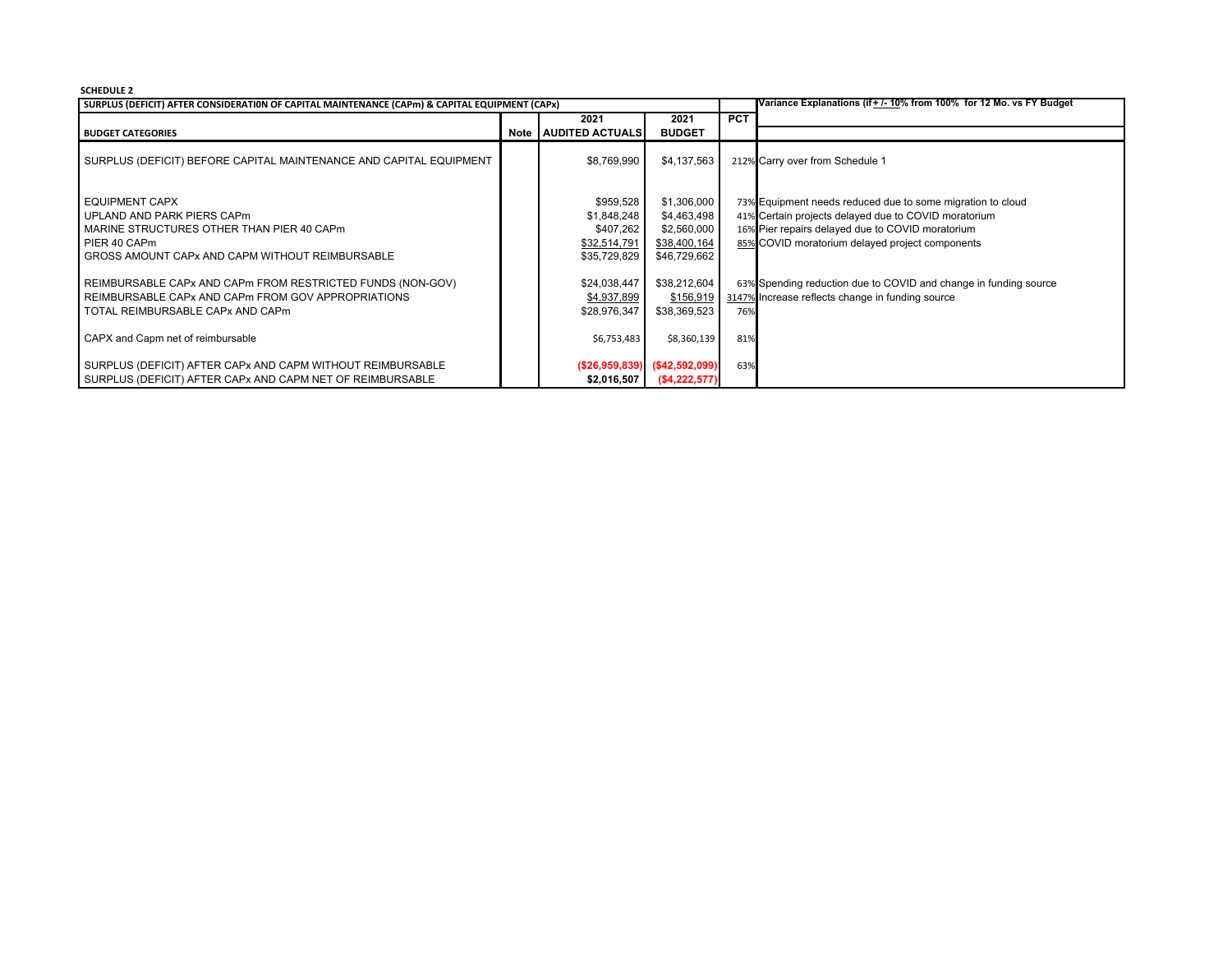**SCHEDULE 2**

| SURPLUS (DEFICIT) AFTER CONSIDERATI0N OF CAPITAL MAINTENANCE (CAPm) & CAPITAL EQUIPMENT (CAPx) | | | | | Variance Explanations (if + /- 10% from 100% for 12 Mo. vs FY Budget |
|---|---|---|---|---|---|
| **BUDGET CATEGORIES** | **Note** | **2021 AUDITED ACTUALS** | **2021 BUDGET** | **PCT** | |
| SURPLUS (DEFICIT) BEFORE CAPITAL MAINTENANCE AND CAPITAL EQUIPMENT | | $8,769,990 | $4,137,563 | 212% | Carry over from Schedule 1 |
| EQUIPMENT CAPX | | $959,528 | $1,306,000 | 73% | Equipment needs reduced due to some migration to cloud |
| UPLAND AND PARK PIERS CAPm | | $1,848,248 | $4,463,498 | 41% | Certain projects delayed due to COVID moratorium |
| MARINE STRUCTURES OTHER THAN PIER 40 CAPm | | $407,262 | $2,560,000 | 16% | Pier repairs delayed due to COVID moratorium |
| PIER 40 CAPm | | $32,514,791 | $38,400,164 | 85% | COVID moratorium delayed project components |
| GROSS AMOUNT CAPx AND CAPM WITHOUT REIMBURSABLE | | $35,729,829 | $46,729,662 | | |
| REIMBURSABLE CAPx AND CAPm FROM RESTRICTED FUNDS (NON-GOV) | | $24,038,447 | $38,212,604 | 63% | Spending reduction due to COVID and change in funding source |
| REIMBURSABLE CAPx AND CAPm FROM GOV APPROPRIATIONS | | $4,937,899 | $156,919 | 3147% | Increase reflects change in funding source |
| TOTAL REIMBURSABLE CAPx AND CAPm | | $28,976,347 | $38,369,523 | 76% | |
| CAPX and Capm net of reimbursable | | $6,753,483 | $8,360,139 | 81% | |
| SURPLUS (DEFICIT) AFTER CAPx AND CAPM WITHOUT REIMBURSABLE | | **($26,959,839)** | **($42,592,099)** | 63% | |
| SURPLUS (DEFICIT) AFTER CAPx AND CAPM NET OF REIMBURSABLE | | **$2,016,507** | **($4,222,577)** | | |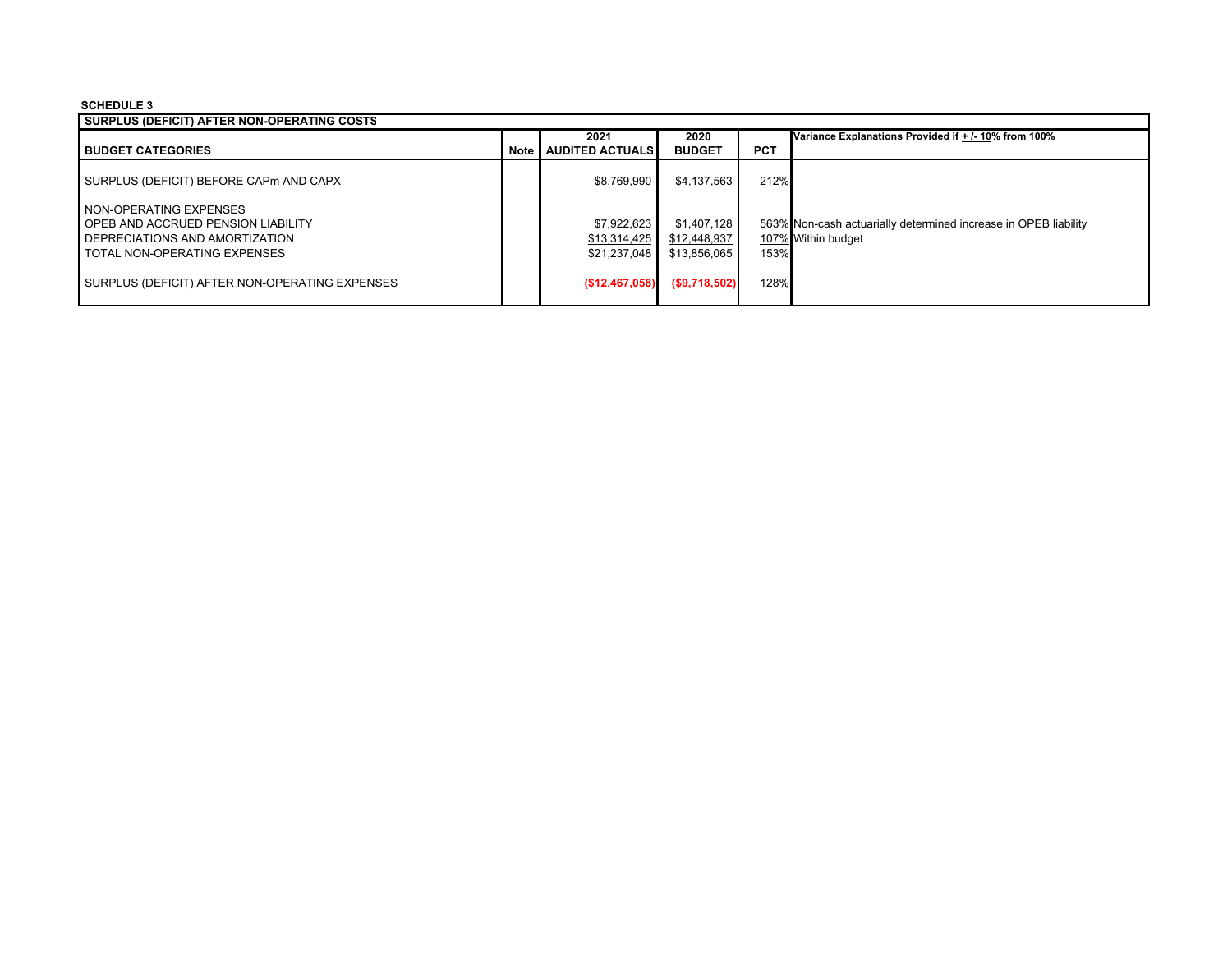**SCHEDULE 3**

| SURPLUS (DEFICIT) AFTER NON-OPERATING COSTS | | | | | |
|---|---|---|---|---|---|
| **BUDGET CATEGORIES** | **Note** | **2021 AUDITED ACTUALS** | **2020 BUDGET** | **PCT** | **Variance Explanations Provided if + /- 10% from 100%** |
| SURPLUS (DEFICIT) BEFORE CAPm AND CAPX | | $8,769,990 | $4,137,563 | 212% | |
| NON-OPERATING EXPENSES | | | | | |
| OPEB AND ACCRUED PENSION LIABILITY | | $7,922,623 | $1,407,128 | 563% | Non-cash actuarially determined increase in OPEB liability |
| DEPRECIATIONS AND AMORTIZATION | | $13,314,425 | $12,448,937 | 107% | Within budget |
| TOTAL NON-OPERATING EXPENSES | | $21,237,048 | $13,856,065 | 153% | |
| SURPLUS (DEFICIT) AFTER NON-OPERATING EXPENSES | | ($12,467,058) | ($9,718,502) | 128% | |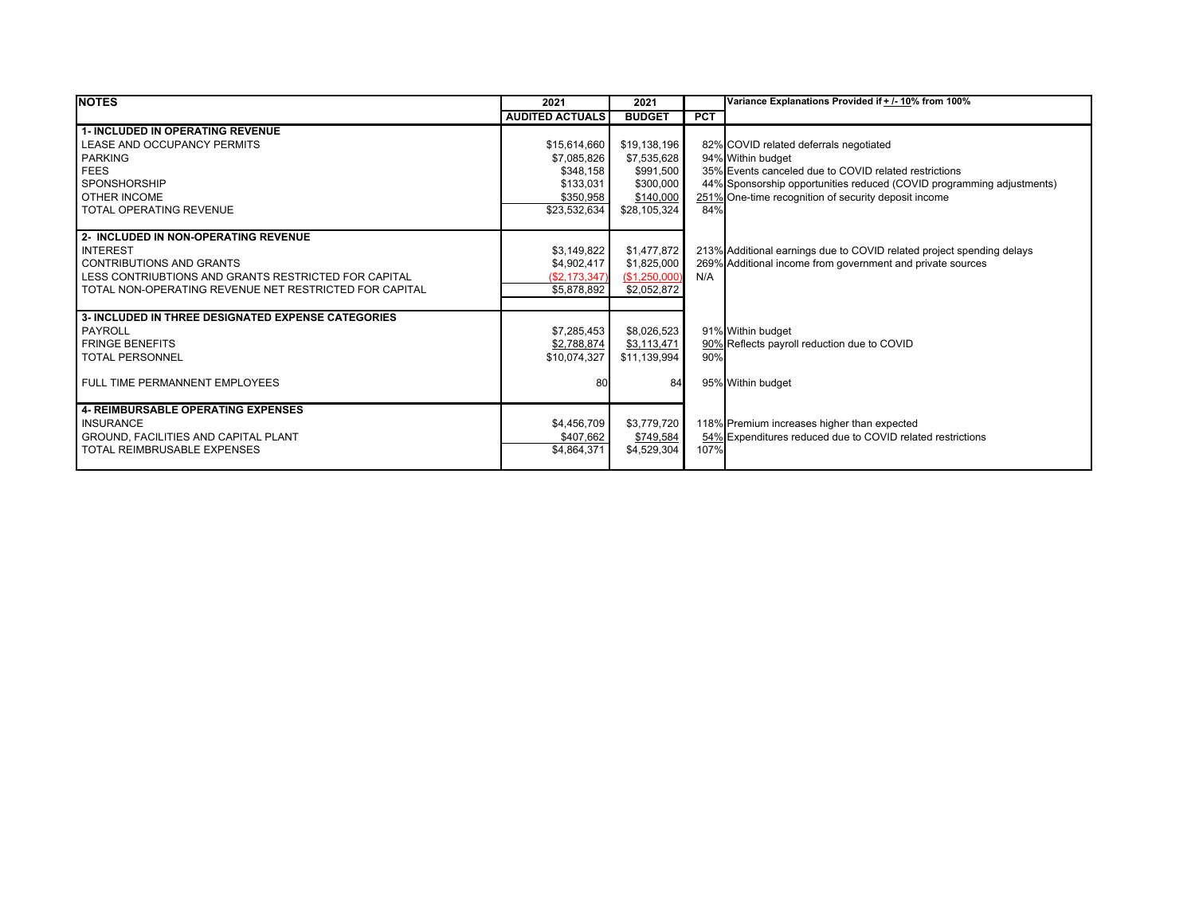| NOTES | 2021 AUDITED ACTUALS | 2021 BUDGET | PCT | Variance Explanations Provided if + /- 10% from 100% |
|---|---|---|---|---|
| **1- INCLUDED IN OPERATING REVENUE** | | | | |
| LEASE AND OCCUPANCY PERMITS | $15,614,660 | $19,138,196 | 82% | COVID related deferrals negotiated |
| PARKING | $7,085,826 | $7,535,628 | 94% | Within budget |
| FEES | $348,158 | $991,500 | 35% | Events canceled due to COVID related restrictions |
| SPONSHORSHIP | $133,031 | $300,000 | 44% | Sponsorship opportunities reduced (COVID programming adjustments) |
| OTHER INCOME | $350,958 | $140,000 | 251% | One-time recognition of security deposit income |
| TOTAL OPERATING REVENUE | $23,532,634 | $28,105,324 | 84% | |
| | | | | |
| **2- INCLUDED IN NON-OPERATING REVENUE** | | | | |
| INTEREST | $3,149,822 | $1,477,872 | 213% | Additional earnings due to COVID related project spending delays |
| CONTRIBUTIONS AND GRANTS | $4,902,417 | $1,825,000 | 269% | Additional income from government and private sources |
| LESS CONTRIUBTIONS AND GRANTS RESTRICTED FOR CAPITAL | ($2,173,347) | ($1,250,000) | N/A | |
| TOTAL NON-OPERATING REVENUE NET RESTRICTED FOR CAPITAL | $5,878,892 | $2,052,872 | | |
| | | | | |
| **3- INCLUDED IN THREE DESIGNATED EXPENSE CATEGORIES** | | | | |
| PAYROLL | $7,285,453 | $8,026,523 | 91% | Within budget |
| FRINGE BENEFITS | $2,788,874 | $3,113,471 | 90% | Reflects payroll reduction due to COVID |
| TOTAL PERSONNEL | $10,074,327 | $11,139,994 | 90% | |
| | | | | |
| FULL TIME PERMANNENT EMPLOYEES | 80 | 84 | 95% | Within budget |
| | | | | |
| **4- REIMBURSABLE OPERATING EXPENSES** | | | | |
| INSURANCE | $4,456,709 | $3,779,720 | 118% | Premium increases higher than expected |
| GROUND, FACILITIES AND CAPITAL PLANT | $407,662 | $749,584 | 54% | Expenditures reduced due to COVID related restrictions |
| TOTAL REIMBRUSABLE EXPENSES | $4,864,371 | $4,529,304 | 107% | |